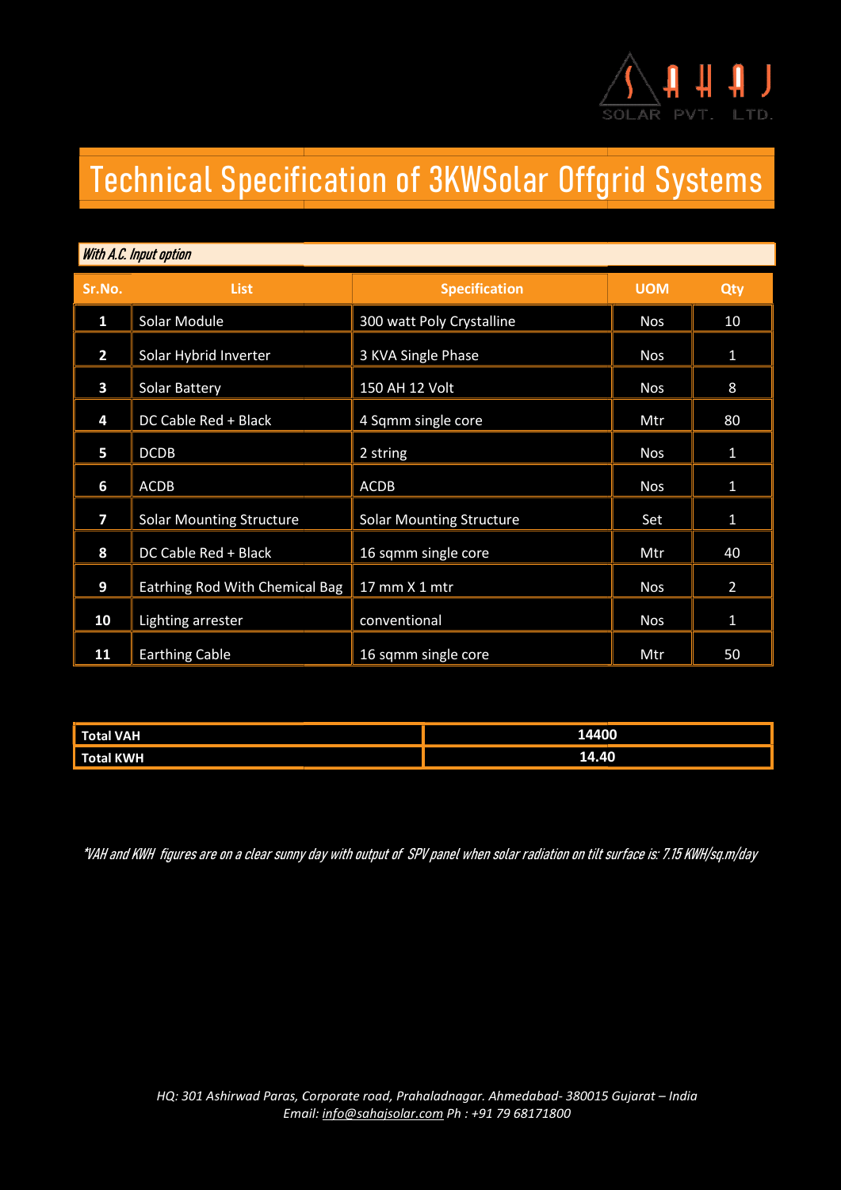# Technical Specification of 3KWSolar Offgrid Systems

*With A.C. Input option*

| Sr.No. | List | Specification | UOM | Qty |
|---|---|---|---|---|
| 1 | Solar Module | 300 watt Poly Crystalline | Nos | 10 |
| 2 | Solar Hybrid Inverter | 3 KVA Single Phase | Nos | 1 |
| 3 | Solar Battery | 150 AH 12 Volt | Nos | 8 |
| 4 | DC Cable Red + Black | 4 Sqmm single core | Mtr | 80 |
| 5 | DCDB | 2 string | Nos | 1 |
| 6 | ACDB | ACDB | Nos | 1 |
| 7 | Solar Mounting Structure | Solar Mounting Structure | Set | 1 |
| 8 | DC Cable Red + Black | 16 sqmm single core | Mtr | 40 |
| 9 | Eatrhing Rod With Chemical Bag | 17 mm X 1 mtr | Nos | 2 |
| 10 | Lighting arrester | conventional | Nos | 1 |
| 11 | Earthing Cable | 16 sqmm single core | Mtr | 50 |

| | |
|---|---|
| **Total VAH** | **14400** |
| **Total KWH** | **14.40** |

*\*VAH and KWH figures are on a clear sunny day with output of SPV panel when solar radiation on tilt surface is: 7.15 KWH/sq.m/day*

*HQ: 301 Ashirwad Paras, Corporate road, Prahaladnagar. Ahmedabad- 380015 Gujarat – India*
*Email: info@sahajsolar.com Ph : +91 79 68171800*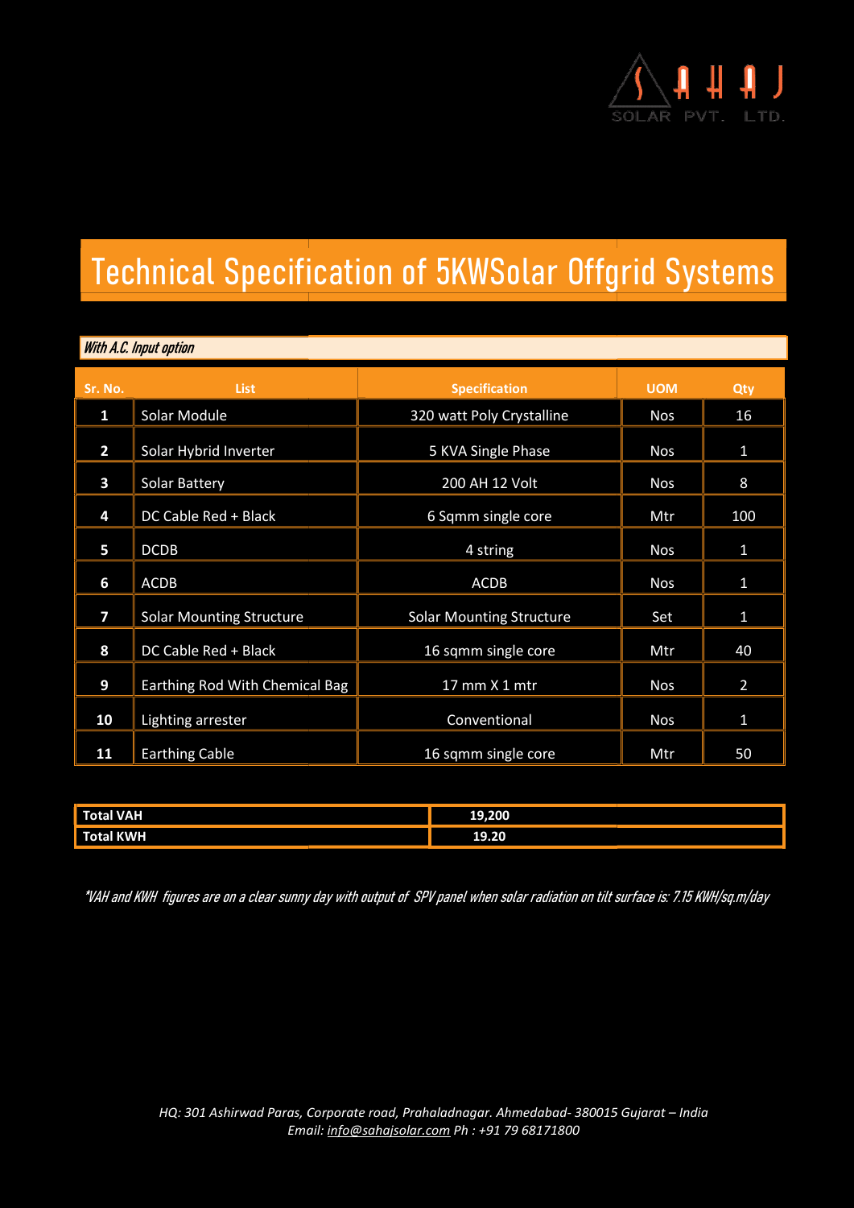# Technical Specification of 5KWSolar Offgrid Systems

*With A.C. Input option*

| Sr. No. | List | Specification | UOM | Qty |
|---|---|---|---|---|
| 1 | Solar Module | 320 watt Poly Crystalline | Nos | 16 |
| 2 | Solar Hybrid Inverter | 5 KVA Single Phase | Nos | 1 |
| 3 | Solar Battery | 200 AH 12 Volt | Nos | 8 |
| 4 | DC Cable Red + Black | 6 Sqmm single core | Mtr | 100 |
| 5 | DCDB | 4 string | Nos | 1 |
| 6 | ACDB | ACDB | Nos | 1 |
| 7 | Solar Mounting Structure | Solar Mounting Structure | Set | 1 |
| 8 | DC Cable Red + Black | 16 sqmm single core | Mtr | 40 |
| 9 | Earthing Rod With Chemical Bag | 17 mm X 1 mtr | Nos | 2 |
| 10 | Lighting arrester | Conventional | Nos | 1 |
| 11 | Earthing Cable | 16 sqmm single core | Mtr | 50 |

| | |
|---|---|
| **Total VAH** | **19,200** |
| **Total KWH** | **19.20** |

*\*VAH and KWH figures are on a clear sunny day with output of SPV panel when solar radiation on tilt surface is: 7.15 KWH/sq.m/day*

*HQ: 301 Ashirwad Paras, Corporate road, Prahaladnagar. Ahmedabad- 380015 Gujarat – India*
*Email: info@sahajsolar.com Ph : +91 79 68171800*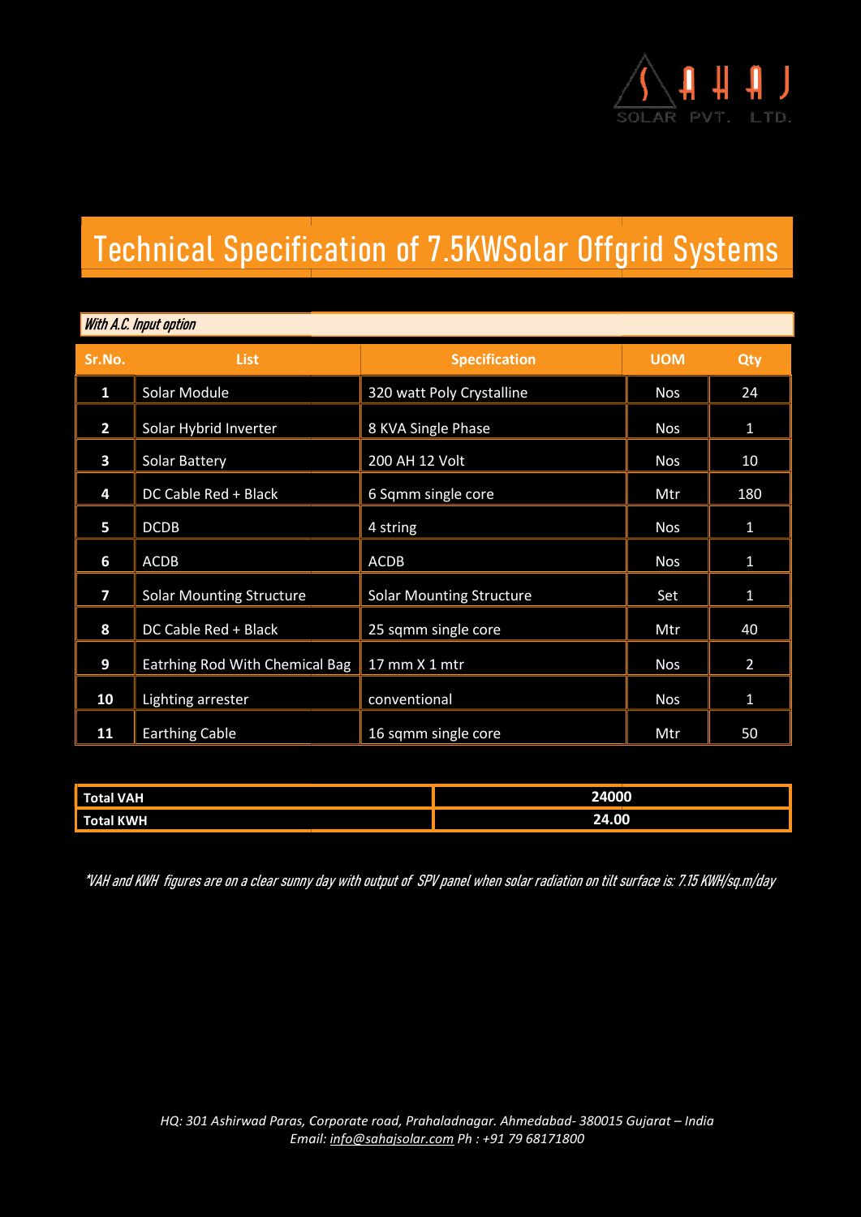# Technical Specification of 7.5KWSolar Offgrid Systems

*With A.C. Input option*

| Sr.No. | List | Specification | UOM | Qty |
|---|---|---|---|---|
| 1 | Solar Module | 320 watt Poly Crystalline | Nos | 24 |
| 2 | Solar Hybrid Inverter | 8 KVA Single Phase | Nos | 1 |
| 3 | Solar Battery | 200 AH 12 Volt | Nos | 10 |
| 4 | DC Cable Red + Black | 6 Sqmm single core | Mtr | 180 |
| 5 | DCDB | 4 string | Nos | 1 |
| 6 | ACDB | ACDB | Nos | 1 |
| 7 | Solar Mounting Structure | Solar Mounting Structure | Set | 1 |
| 8 | DC Cable Red + Black | 25 sqmm single core | Mtr | 40 |
| 9 | Eatrhing Rod With Chemical Bag | 17 mm X 1 mtr | Nos | 2 |
| 10 | Lighting arrester | conventional | Nos | 1 |
| 11 | Earthing Cable | 16 sqmm single core | Mtr | 50 |

| | |
|---|---|
| **Total VAH** | **24000** |
| **Total KWH** | **24.00** |

*\*VAH and KWH figures are on a clear sunny day with output of SPV panel when solar radiation on tilt surface is: 7.15 KWH/sq.m/day*

*HQ: 301 Ashirwad Paras, Corporate road, Prahaladnagar. Ahmedabad- 380015 Gujarat – India*
*Email: info@sahajsolar.com Ph : +91 79 68171800*